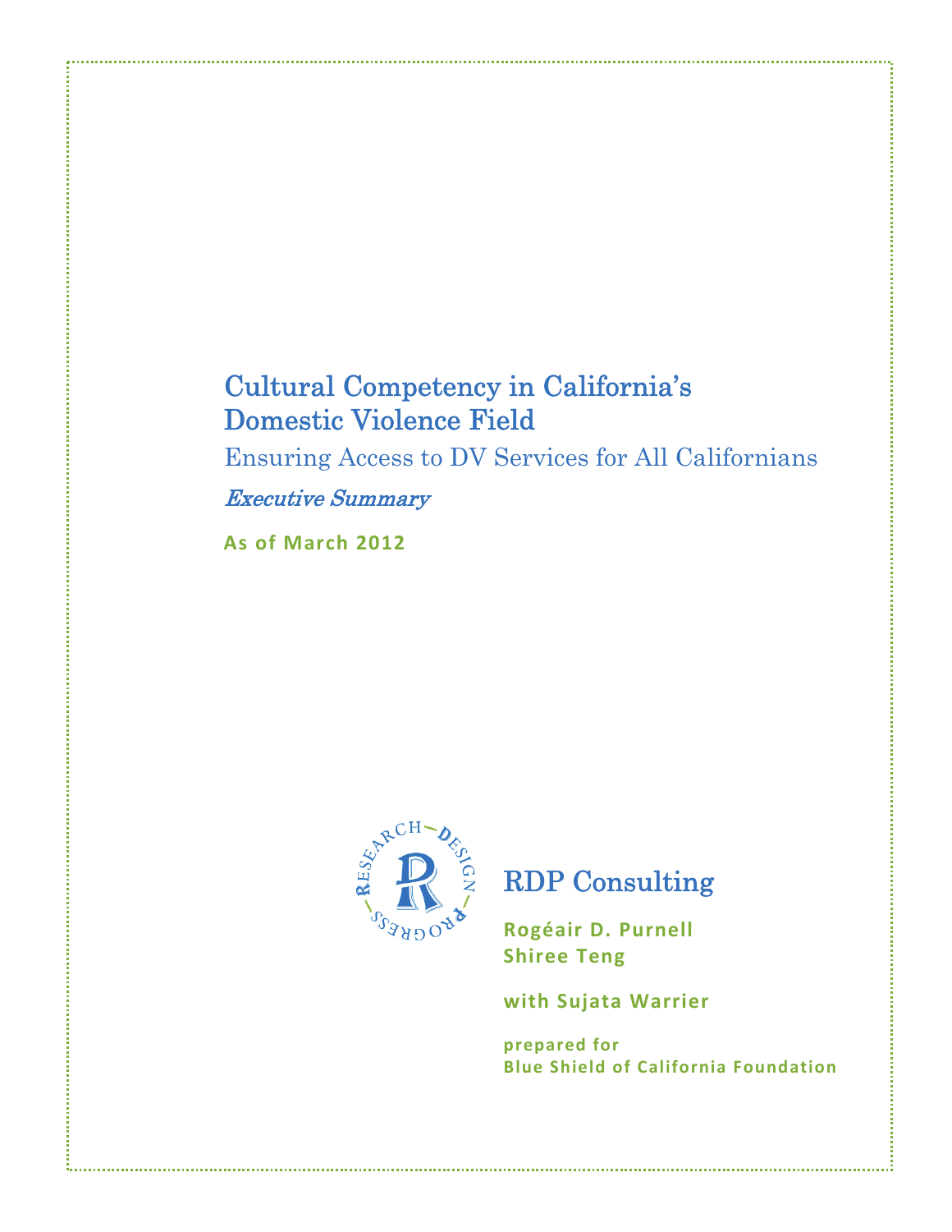# Cultural Competency in California's Domestic Violence Field

## Ensuring Access to DV Services for All Californians

*Executive Summary*

**As of March 2012**

RESEARCH—DESIGN—PROGRESS

## RDP Consulting

**Rogéair D. Purnell**
**Shiree Teng**

**with Sujata Warrier**

**prepared for**
**Blue Shield of California Foundation**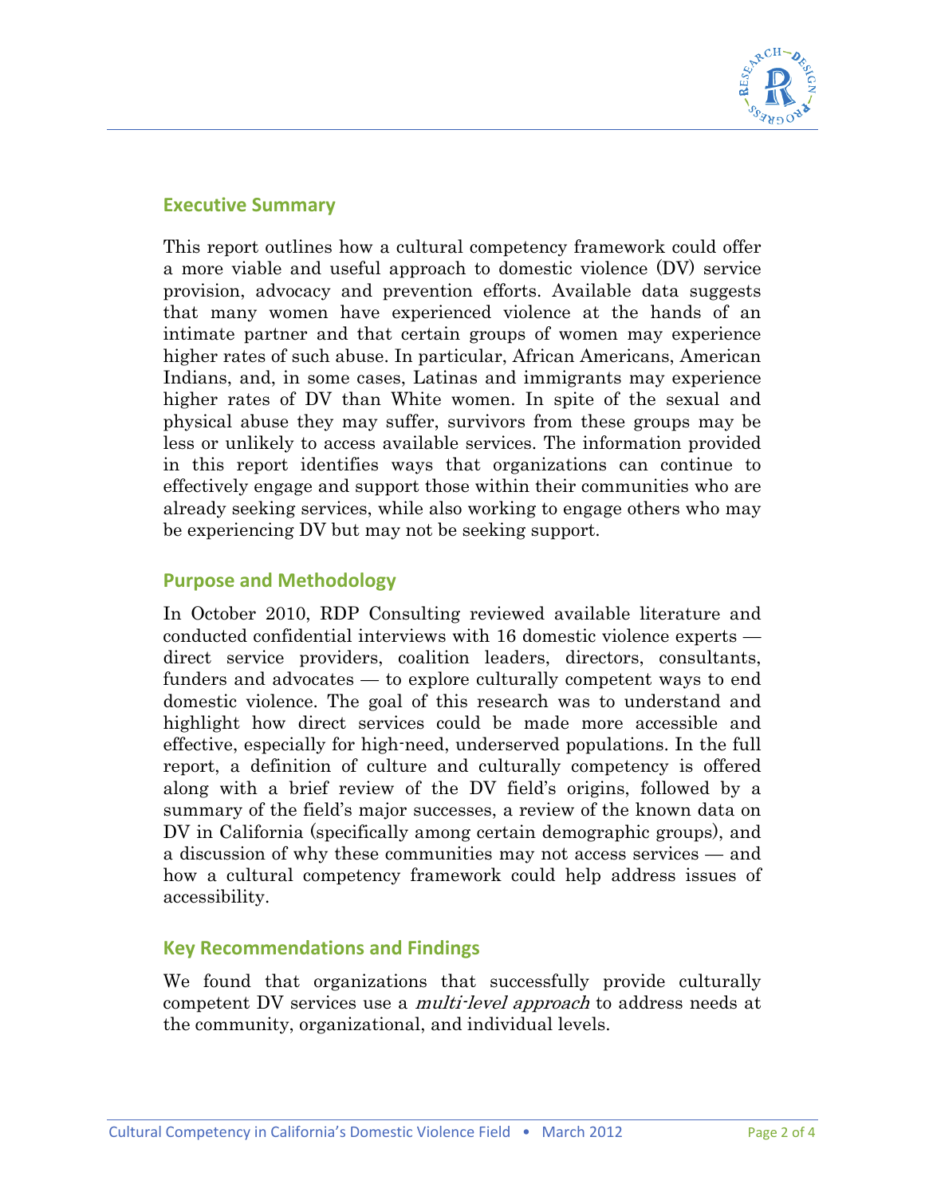## Executive Summary

This report outlines how a cultural competency framework could offer a more viable and useful approach to domestic violence (DV) service provision, advocacy and prevention efforts. Available data suggests that many women have experienced violence at the hands of an intimate partner and that certain groups of women may experience higher rates of such abuse. In particular, African Americans, American Indians, and, in some cases, Latinas and immigrants may experience higher rates of DV than White women. In spite of the sexual and physical abuse they may suffer, survivors from these groups may be less or unlikely to access available services. The information provided in this report identifies ways that organizations can continue to effectively engage and support those within their communities who are already seeking services, while also working to engage others who may be experiencing DV but may not be seeking support.

## Purpose and Methodology

In October 2010, RDP Consulting reviewed available literature and conducted confidential interviews with 16 domestic violence experts — direct service providers, coalition leaders, directors, consultants, funders and advocates — to explore culturally competent ways to end domestic violence. The goal of this research was to understand and highlight how direct services could be made more accessible and effective, especially for high-need, underserved populations. In the full report, a definition of culture and culturally competency is offered along with a brief review of the DV field's origins, followed by a summary of the field's major successes, a review of the known data on DV in California (specifically among certain demographic groups), and a discussion of why these communities may not access services — and how a cultural competency framework could help address issues of accessibility.

## Key Recommendations and Findings

We found that organizations that successfully provide culturally competent DV services use a *multi-level approach* to address needs at the community, organizational, and individual levels.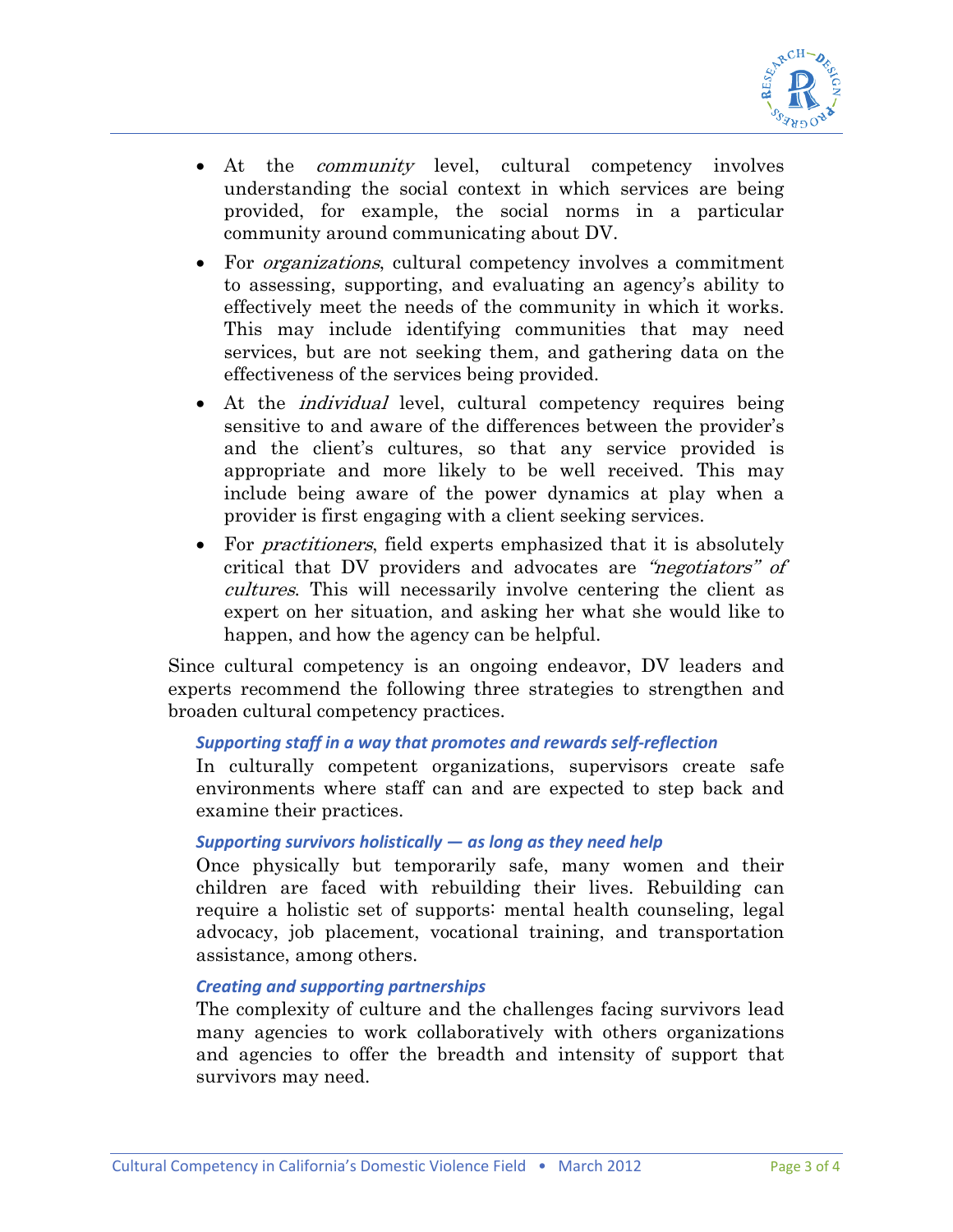- At the *community* level, cultural competency involves understanding the social context in which services are being provided, for example, the social norms in a particular community around communicating about DV.
- For *organizations*, cultural competency involves a commitment to assessing, supporting, and evaluating an agency's ability to effectively meet the needs of the community in which it works. This may include identifying communities that may need services, but are not seeking them, and gathering data on the effectiveness of the services being provided.
- At the *individual* level, cultural competency requires being sensitive to and aware of the differences between the provider's and the client's cultures, so that any service provided is appropriate and more likely to be well received. This may include being aware of the power dynamics at play when a provider is first engaging with a client seeking services.
- For *practitioners*, field experts emphasized that it is absolutely critical that DV providers and advocates are *"negotiators" of cultures*. This will necessarily involve centering the client as expert on her situation, and asking her what she would like to happen, and how the agency can be helpful.

Since cultural competency is an ongoing endeavor, DV leaders and experts recommend the following three strategies to strengthen and broaden cultural competency practices.

#### *Supporting staff in a way that promotes and rewards self-reflection*

In culturally competent organizations, supervisors create safe environments where staff can and are expected to step back and examine their practices.

#### *Supporting survivors holistically — as long as they need help*

Once physically but temporarily safe, many women and their children are faced with rebuilding their lives. Rebuilding can require a holistic set of supports: mental health counseling, legal advocacy, job placement, vocational training, and transportation assistance, among others.

#### *Creating and supporting partnerships*

The complexity of culture and the challenges facing survivors lead many agencies to work collaboratively with others organizations and agencies to offer the breadth and intensity of support that survivors may need.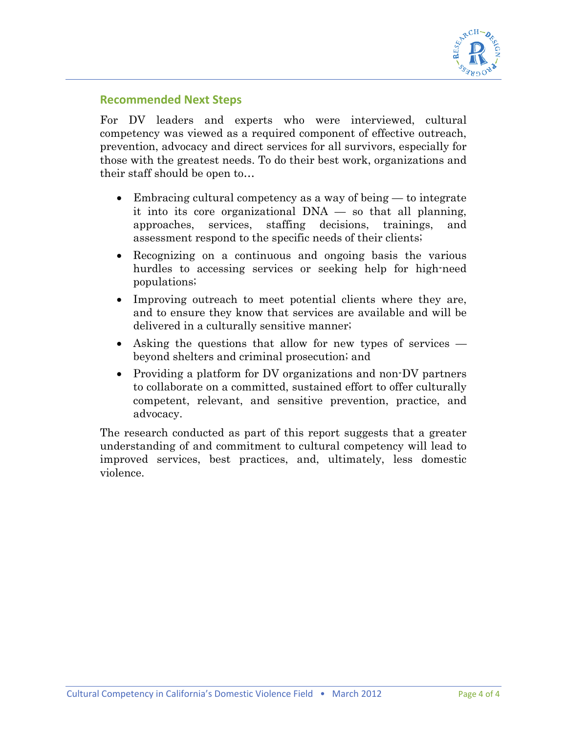## Recommended Next Steps

For DV leaders and experts who were interviewed, cultural competency was viewed as a required component of effective outreach, prevention, advocacy and direct services for all survivors, especially for those with the greatest needs. To do their best work, organizations and their staff should be open to…

- Embracing cultural competency as a way of being — to integrate it into its core organizational DNA — so that all planning, approaches, services, staffing decisions, trainings, and assessment respond to the specific needs of their clients;
- Recognizing on a continuous and ongoing basis the various hurdles to accessing services or seeking help for high-need populations;
- Improving outreach to meet potential clients where they are, and to ensure they know that services are available and will be delivered in a culturally sensitive manner;
- Asking the questions that allow for new types of services — beyond shelters and criminal prosecution; and
- Providing a platform for DV organizations and non-DV partners to collaborate on a committed, sustained effort to offer culturally competent, relevant, and sensitive prevention, practice, and advocacy.

The research conducted as part of this report suggests that a greater understanding of and commitment to cultural competency will lead to improved services, best practices, and, ultimately, less domestic violence.